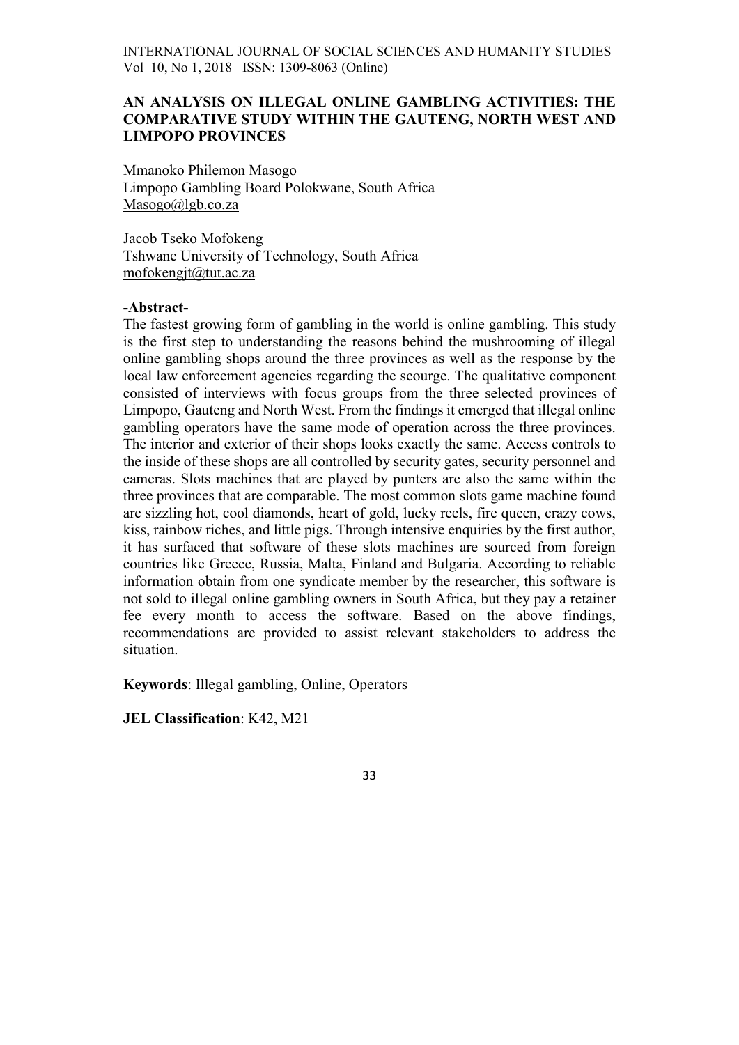# AN ANALYSIS ON ILLEGAL ONLINE GAMBLING ACTIVITIES: THE COMPARATIVE STUDY WITHIN THE GAUTENG, NORTH WEST AND LIMPOPO PROVINCES

Mmanoko Philemon Masogo
Limpopo Gambling Board Polokwane, South Africa
Masogo@lgb.co.za

Jacob Tseko Mofokeng
Tshwane University of Technology, South Africa
mofokengjt@tut.ac.za

**-Abstract-**

The fastest growing form of gambling in the world is online gambling. This study is the first step to understanding the reasons behind the mushrooming of illegal online gambling shops around the three provinces as well as the response by the local law enforcement agencies regarding the scourge. The qualitative component consisted of interviews with focus groups from the three selected provinces of Limpopo, Gauteng and North West. From the findings it emerged that illegal online gambling operators have the same mode of operation across the three provinces. The interior and exterior of their shops looks exactly the same. Access controls to the inside of these shops are all controlled by security gates, security personnel and cameras. Slots machines that are played by punters are also the same within the three provinces that are comparable. The most common slots game machine found are sizzling hot, cool diamonds, heart of gold, lucky reels, fire queen, crazy cows, kiss, rainbow riches, and little pigs. Through intensive enquiries by the first author, it has surfaced that software of these slots machines are sourced from foreign countries like Greece, Russia, Malta, Finland and Bulgaria. According to reliable information obtain from one syndicate member by the researcher, this software is not sold to illegal online gambling owners in South Africa, but they pay a retainer fee every month to access the software. Based on the above findings, recommendations are provided to assist relevant stakeholders to address the situation.

**Keywords**: Illegal gambling, Online, Operators

**JEL Classification**: K42, M21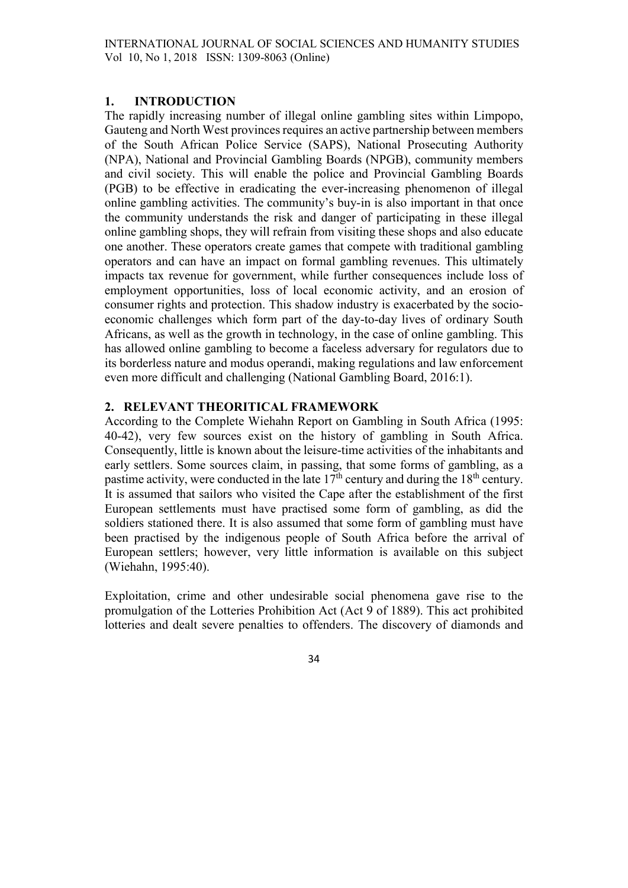## 1. INTRODUCTION

The rapidly increasing number of illegal online gambling sites within Limpopo, Gauteng and North West provinces requires an active partnership between members of the South African Police Service (SAPS), National Prosecuting Authority (NPA), National and Provincial Gambling Boards (NPGB), community members and civil society. This will enable the police and Provincial Gambling Boards (PGB) to be effective in eradicating the ever-increasing phenomenon of illegal online gambling activities. The community's buy-in is also important in that once the community understands the risk and danger of participating in these illegal online gambling shops, they will refrain from visiting these shops and also educate one another. These operators create games that compete with traditional gambling operators and can have an impact on formal gambling revenues. This ultimately impacts tax revenue for government, while further consequences include loss of employment opportunities, loss of local economic activity, and an erosion of consumer rights and protection. This shadow industry is exacerbated by the socio-economic challenges which form part of the day-to-day lives of ordinary South Africans, as well as the growth in technology, in the case of online gambling. This has allowed online gambling to become a faceless adversary for regulators due to its borderless nature and modus operandi, making regulations and law enforcement even more difficult and challenging (National Gambling Board, 2016:1).

## 2. RELEVANT THEORITICAL FRAMEWORK

According to the Complete Wiehahn Report on Gambling in South Africa (1995: 40-42), very few sources exist on the history of gambling in South Africa. Consequently, little is known about the leisure-time activities of the inhabitants and early settlers. Some sources claim, in passing, that some forms of gambling, as a pastime activity, were conducted in the late 17th century and during the 18th century. It is assumed that sailors who visited the Cape after the establishment of the first European settlements must have practised some form of gambling, as did the soldiers stationed there. It is also assumed that some form of gambling must have been practised by the indigenous people of South Africa before the arrival of European settlers; however, very little information is available on this subject (Wiehahn, 1995:40).

Exploitation, crime and other undesirable social phenomena gave rise to the promulgation of the Lotteries Prohibition Act (Act 9 of 1889). This act prohibited lotteries and dealt severe penalties to offenders. The discovery of diamonds and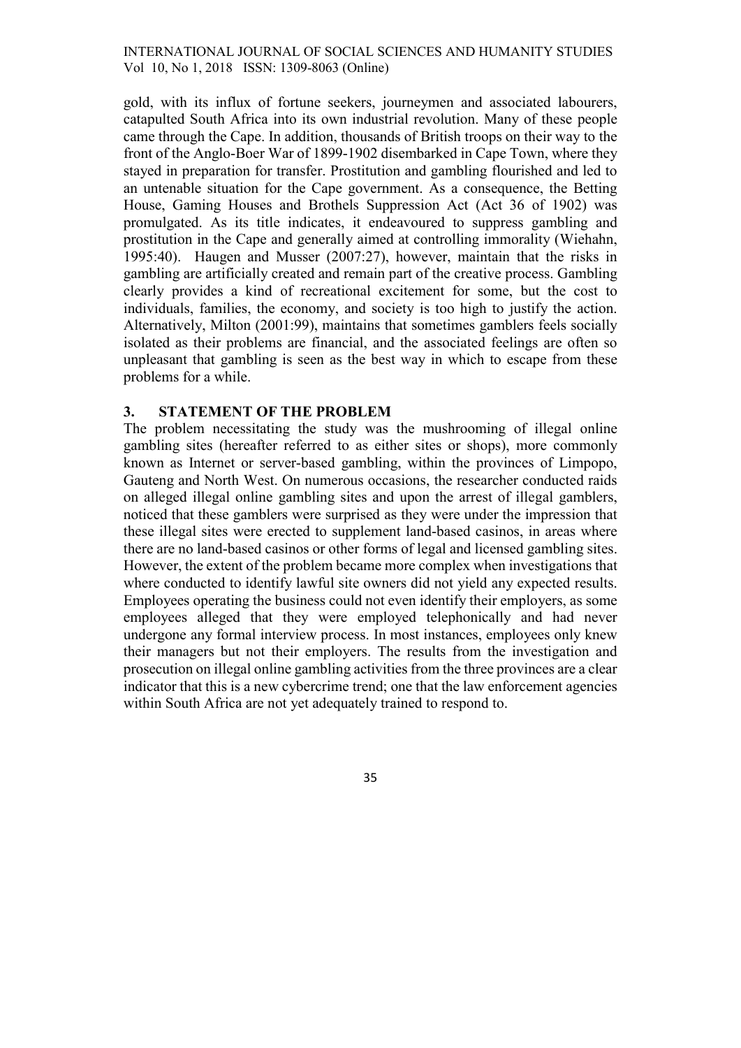gold, with its influx of fortune seekers, journeymen and associated labourers, catapulted South Africa into its own industrial revolution. Many of these people came through the Cape. In addition, thousands of British troops on their way to the front of the Anglo-Boer War of 1899-1902 disembarked in Cape Town, where they stayed in preparation for transfer. Prostitution and gambling flourished and led to an untenable situation for the Cape government. As a consequence, the Betting House, Gaming Houses and Brothels Suppression Act (Act 36 of 1902) was promulgated. As its title indicates, it endeavoured to suppress gambling and prostitution in the Cape and generally aimed at controlling immorality (Wiehahn, 1995:40). Haugen and Musser (2007:27), however, maintain that the risks in gambling are artificially created and remain part of the creative process. Gambling clearly provides a kind of recreational excitement for some, but the cost to individuals, families, the economy, and society is too high to justify the action. Alternatively, Milton (2001:99), maintains that sometimes gamblers feels socially isolated as their problems are financial, and the associated feelings are often so unpleasant that gambling is seen as the best way in which to escape from these problems for a while.

## 3. STATEMENT OF THE PROBLEM

The problem necessitating the study was the mushrooming of illegal online gambling sites (hereafter referred to as either sites or shops), more commonly known as Internet or server-based gambling, within the provinces of Limpopo, Gauteng and North West. On numerous occasions, the researcher conducted raids on alleged illegal online gambling sites and upon the arrest of illegal gamblers, noticed that these gamblers were surprised as they were under the impression that these illegal sites were erected to supplement land-based casinos, in areas where there are no land-based casinos or other forms of legal and licensed gambling sites. However, the extent of the problem became more complex when investigations that where conducted to identify lawful site owners did not yield any expected results. Employees operating the business could not even identify their employers, as some employees alleged that they were employed telephonically and had never undergone any formal interview process. In most instances, employees only knew their managers but not their employers. The results from the investigation and prosecution on illegal online gambling activities from the three provinces are a clear indicator that this is a new cybercrime trend; one that the law enforcement agencies within South Africa are not yet adequately trained to respond to.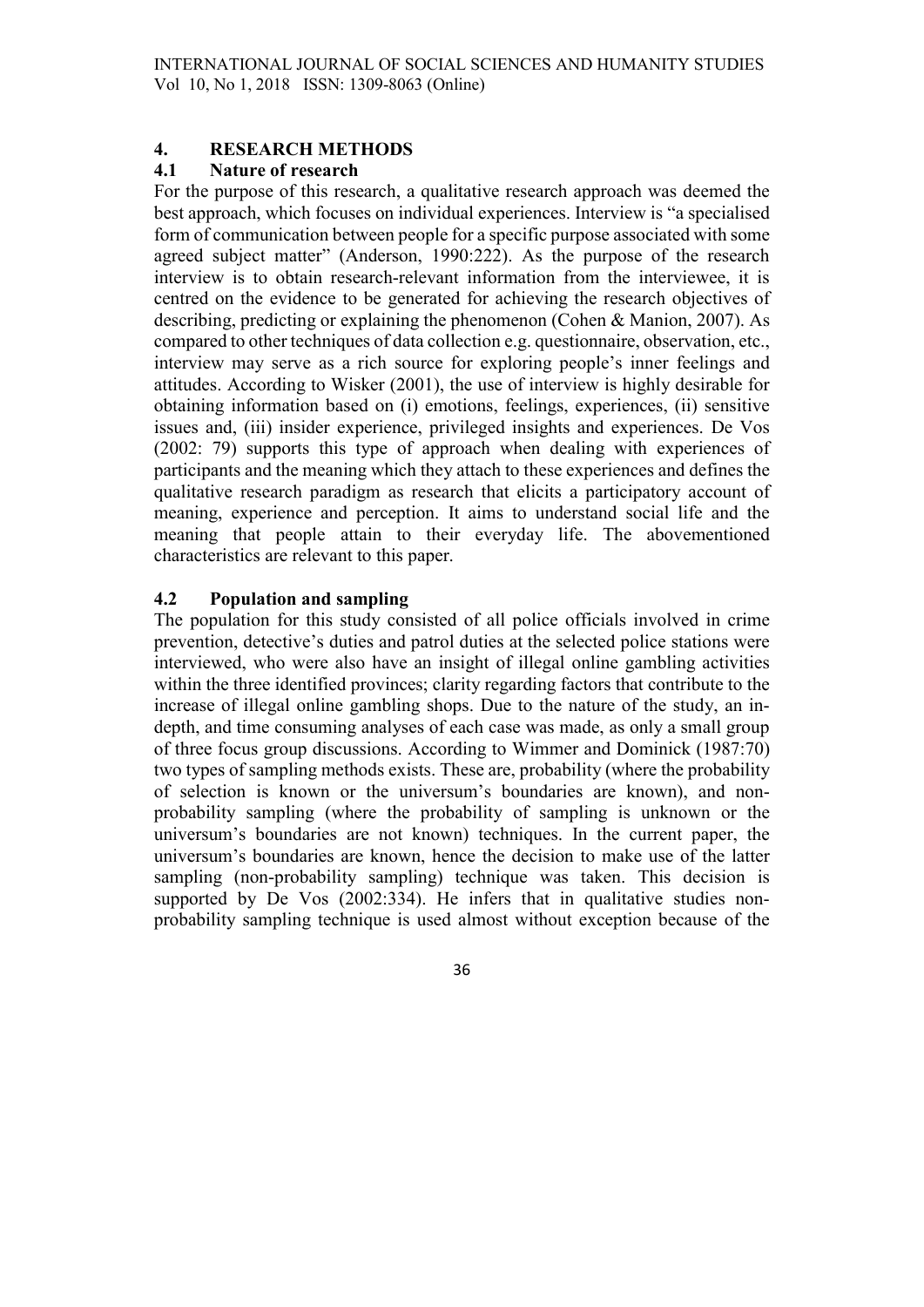## 4. RESEARCH METHODS

### 4.1 Nature of research

For the purpose of this research, a qualitative research approach was deemed the best approach, which focuses on individual experiences. Interview is "a specialised form of communication between people for a specific purpose associated with some agreed subject matter" (Anderson, 1990:222). As the purpose of the research interview is to obtain research-relevant information from the interviewee, it is centred on the evidence to be generated for achieving the research objectives of describing, predicting or explaining the phenomenon (Cohen & Manion, 2007). As compared to other techniques of data collection e.g. questionnaire, observation, etc., interview may serve as a rich source for exploring people's inner feelings and attitudes. According to Wisker (2001), the use of interview is highly desirable for obtaining information based on (i) emotions, feelings, experiences, (ii) sensitive issues and, (iii) insider experience, privileged insights and experiences. De Vos (2002: 79) supports this type of approach when dealing with experiences of participants and the meaning which they attach to these experiences and defines the qualitative research paradigm as research that elicits a participatory account of meaning, experience and perception. It aims to understand social life and the meaning that people attain to their everyday life. The abovementioned characteristics are relevant to this paper.

### 4.2 Population and sampling

The population for this study consisted of all police officials involved in crime prevention, detective's duties and patrol duties at the selected police stations were interviewed, who were also have an insight of illegal online gambling activities within the three identified provinces; clarity regarding factors that contribute to the increase of illegal online gambling shops. Due to the nature of the study, an in-depth, and time consuming analyses of each case was made, as only a small group of three focus group discussions. According to Wimmer and Dominick (1987:70) two types of sampling methods exists. These are, probability (where the probability of selection is known or the universum's boundaries are known), and non-probability sampling (where the probability of sampling is unknown or the universum's boundaries are not known) techniques. In the current paper, the universum's boundaries are known, hence the decision to make use of the latter sampling (non-probability sampling) technique was taken. This decision is supported by De Vos (2002:334). He infers that in qualitative studies non-probability sampling technique is used almost without exception because of the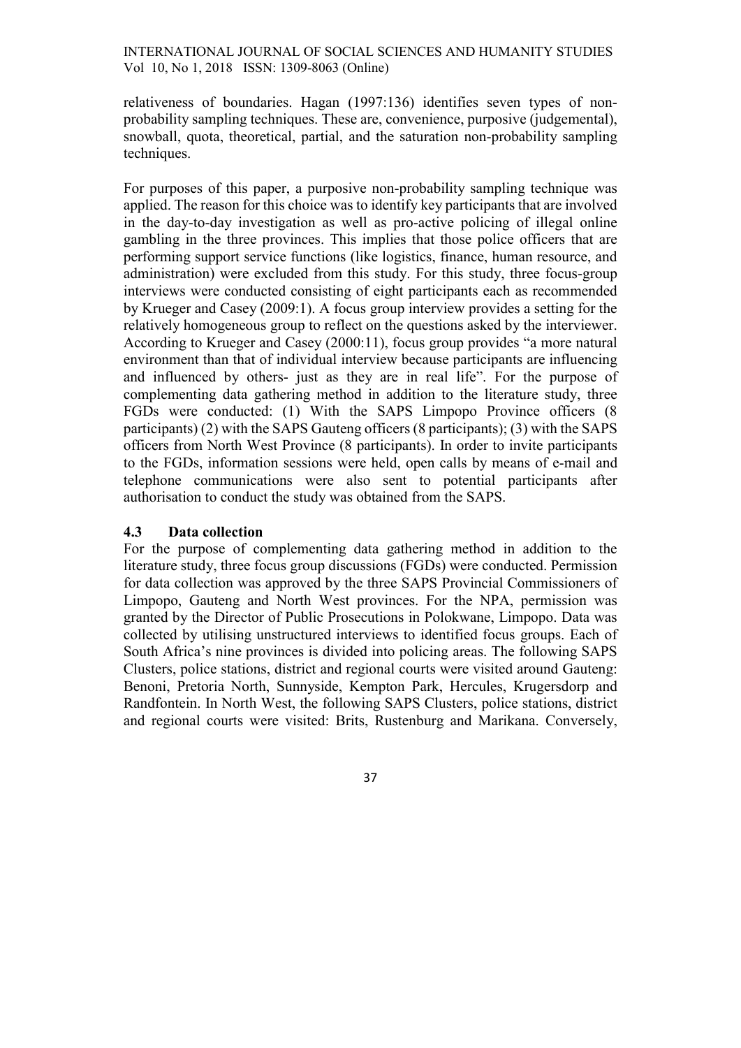relativeness of boundaries. Hagan (1997:136) identifies seven types of non-probability sampling techniques. These are, convenience, purposive (judgemental), snowball, quota, theoretical, partial, and the saturation non-probability sampling techniques.

For purposes of this paper, a purposive non-probability sampling technique was applied. The reason for this choice was to identify key participants that are involved in the day-to-day investigation as well as pro-active policing of illegal online gambling in the three provinces. This implies that those police officers that are performing support service functions (like logistics, finance, human resource, and administration) were excluded from this study. For this study, three focus-group interviews were conducted consisting of eight participants each as recommended by Krueger and Casey (2009:1). A focus group interview provides a setting for the relatively homogeneous group to reflect on the questions asked by the interviewer. According to Krueger and Casey (2000:11), focus group provides "a more natural environment than that of individual interview because participants are influencing and influenced by others- just as they are in real life". For the purpose of complementing data gathering method in addition to the literature study, three FGDs were conducted: (1) With the SAPS Limpopo Province officers (8 participants) (2) with the SAPS Gauteng officers (8 participants); (3) with the SAPS officers from North West Province (8 participants). In order to invite participants to the FGDs, information sessions were held, open calls by means of e-mail and telephone communications were also sent to potential participants after authorisation to conduct the study was obtained from the SAPS.

### 4.3 Data collection

For the purpose of complementing data gathering method in addition to the literature study, three focus group discussions (FGDs) were conducted. Permission for data collection was approved by the three SAPS Provincial Commissioners of Limpopo, Gauteng and North West provinces. For the NPA, permission was granted by the Director of Public Prosecutions in Polokwane, Limpopo. Data was collected by utilising unstructured interviews to identified focus groups. Each of South Africa's nine provinces is divided into policing areas. The following SAPS Clusters, police stations, district and regional courts were visited around Gauteng: Benoni, Pretoria North, Sunnyside, Kempton Park, Hercules, Krugersdorp and Randfontein. In North West, the following SAPS Clusters, police stations, district and regional courts were visited: Brits, Rustenburg and Marikana. Conversely,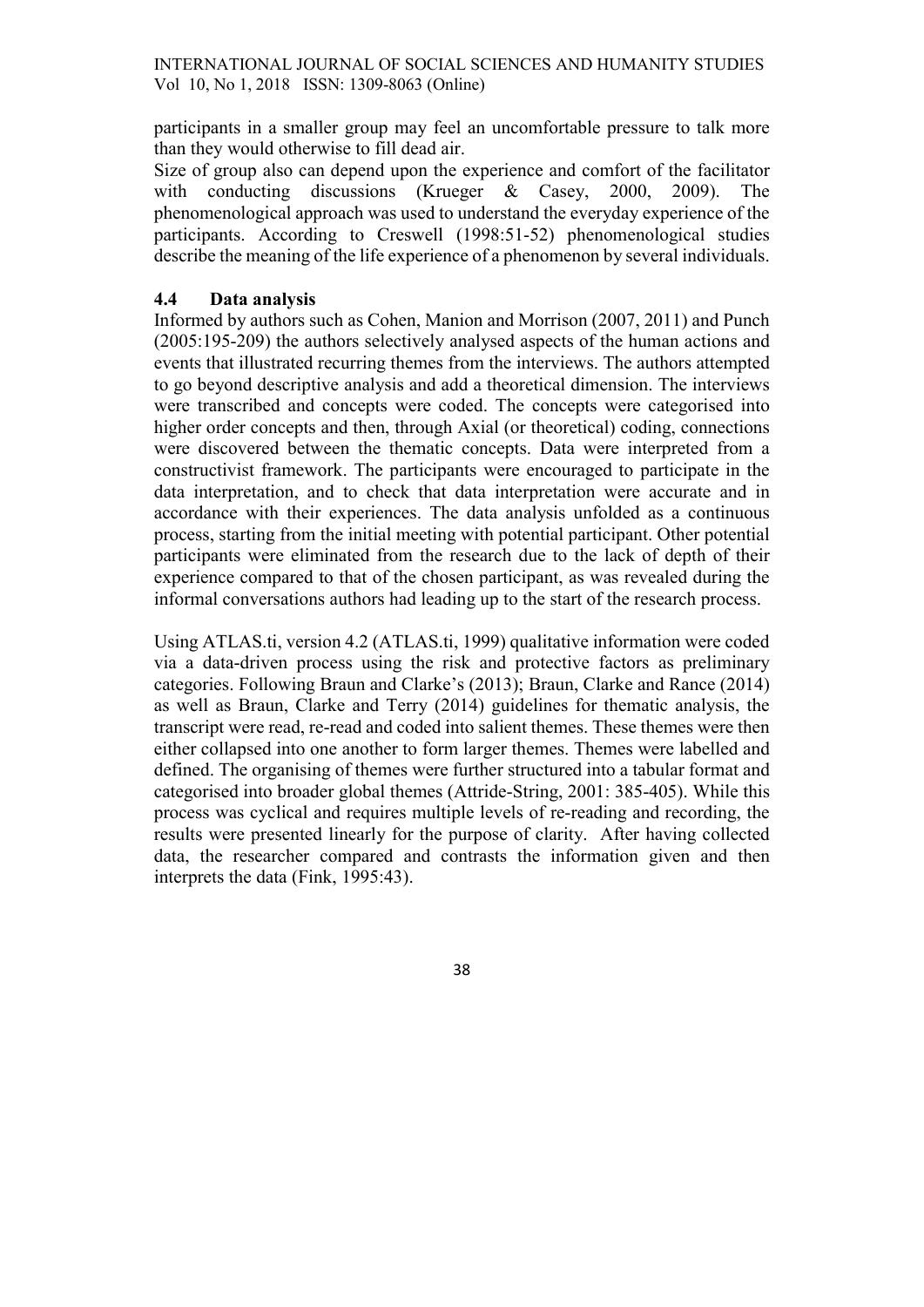participants in a smaller group may feel an uncomfortable pressure to talk more than they would otherwise to fill dead air.

Size of group also can depend upon the experience and comfort of the facilitator with conducting discussions (Krueger & Casey, 2000, 2009). The phenomenological approach was used to understand the everyday experience of the participants. According to Creswell (1998:51-52) phenomenological studies describe the meaning of the life experience of a phenomenon by several individuals.

### 4.4 Data analysis

Informed by authors such as Cohen, Manion and Morrison (2007, 2011) and Punch (2005:195-209) the authors selectively analysed aspects of the human actions and events that illustrated recurring themes from the interviews. The authors attempted to go beyond descriptive analysis and add a theoretical dimension. The interviews were transcribed and concepts were coded. The concepts were categorised into higher order concepts and then, through Axial (or theoretical) coding, connections were discovered between the thematic concepts. Data were interpreted from a constructivist framework. The participants were encouraged to participate in the data interpretation, and to check that data interpretation were accurate and in accordance with their experiences. The data analysis unfolded as a continuous process, starting from the initial meeting with potential participant. Other potential participants were eliminated from the research due to the lack of depth of their experience compared to that of the chosen participant, as was revealed during the informal conversations authors had leading up to the start of the research process.

Using ATLAS.ti, version 4.2 (ATLAS.ti, 1999) qualitative information were coded via a data-driven process using the risk and protective factors as preliminary categories. Following Braun and Clarke's (2013); Braun, Clarke and Rance (2014) as well as Braun, Clarke and Terry (2014) guidelines for thematic analysis, the transcript were read, re-read and coded into salient themes. These themes were then either collapsed into one another to form larger themes. Themes were labelled and defined. The organising of themes were further structured into a tabular format and categorised into broader global themes (Attride-String, 2001: 385-405). While this process was cyclical and requires multiple levels of re-reading and recording, the results were presented linearly for the purpose of clarity. After having collected data, the researcher compared and contrasts the information given and then interprets the data (Fink, 1995:43).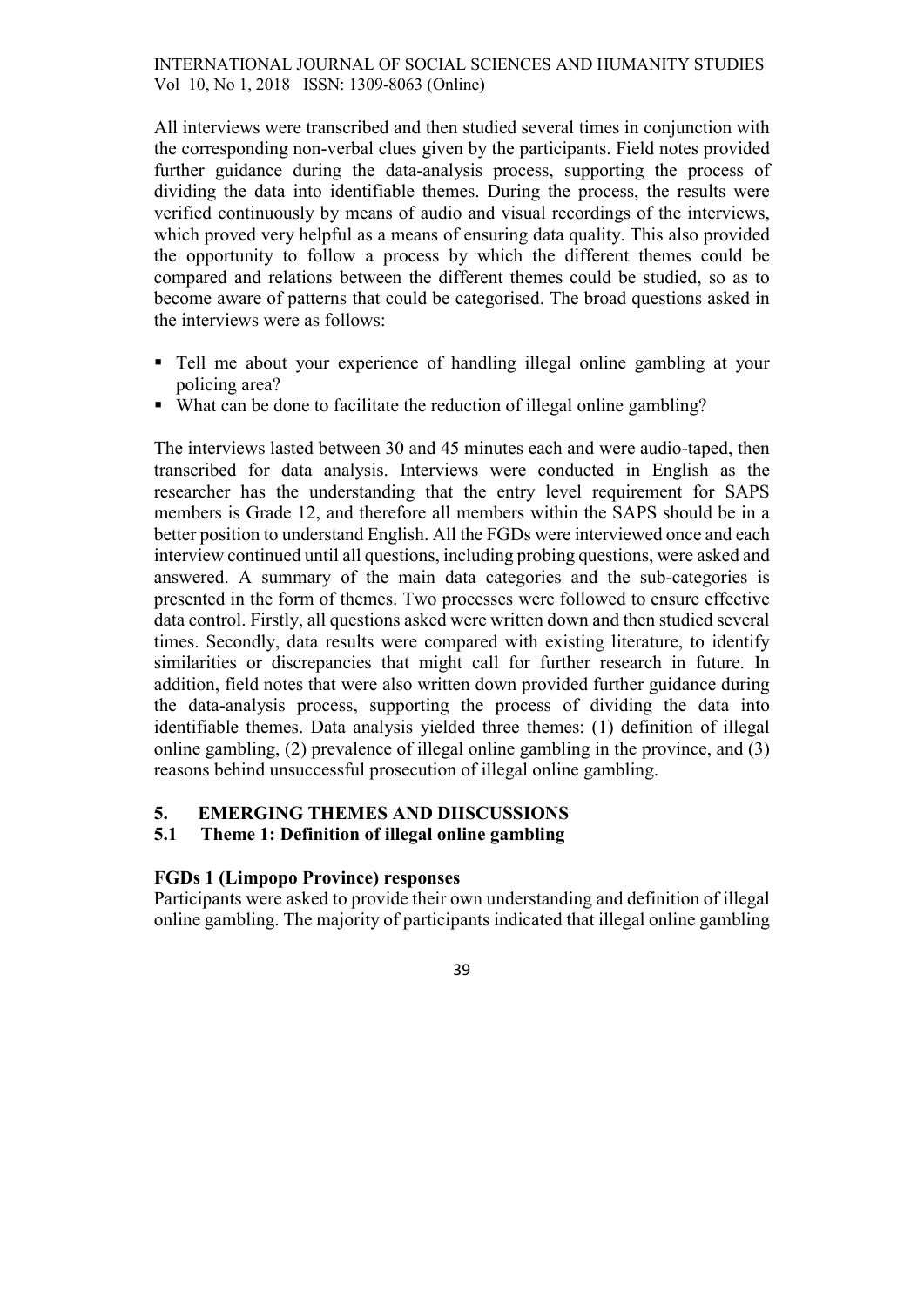All interviews were transcribed and then studied several times in conjunction with the corresponding non-verbal clues given by the participants. Field notes provided further guidance during the data-analysis process, supporting the process of dividing the data into identifiable themes. During the process, the results were verified continuously by means of audio and visual recordings of the interviews, which proved very helpful as a means of ensuring data quality. This also provided the opportunity to follow a process by which the different themes could be compared and relations between the different themes could be studied, so as to become aware of patterns that could be categorised. The broad questions asked in the interviews were as follows:

- Tell me about your experience of handling illegal online gambling at your policing area?
- What can be done to facilitate the reduction of illegal online gambling?

The interviews lasted between 30 and 45 minutes each and were audio-taped, then transcribed for data analysis. Interviews were conducted in English as the researcher has the understanding that the entry level requirement for SAPS members is Grade 12, and therefore all members within the SAPS should be in a better position to understand English. All the FGDs were interviewed once and each interview continued until all questions, including probing questions, were asked and answered. A summary of the main data categories and the sub-categories is presented in the form of themes. Two processes were followed to ensure effective data control. Firstly, all questions asked were written down and then studied several times. Secondly, data results were compared with existing literature, to identify similarities or discrepancies that might call for further research in future. In addition, field notes that were also written down provided further guidance during the data-analysis process, supporting the process of dividing the data into identifiable themes. Data analysis yielded three themes: (1) definition of illegal online gambling, (2) prevalence of illegal online gambling in the province, and (3) reasons behind unsuccessful prosecution of illegal online gambling.

## 5. EMERGING THEMES AND DIISCUSSIONS

### 5.1 Theme 1: Definition of illegal online gambling

**FGDs 1 (Limpopo Province) responses**

Participants were asked to provide their own understanding and definition of illegal online gambling. The majority of participants indicated that illegal online gambling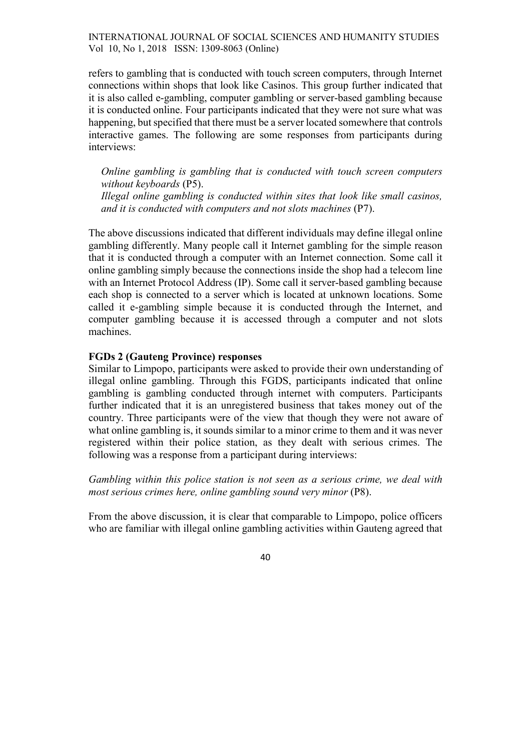refers to gambling that is conducted with touch screen computers, through Internet connections within shops that look like Casinos. This group further indicated that it is also called e-gambling, computer gambling or server-based gambling because it is conducted online. Four participants indicated that they were not sure what was happening, but specified that there must be a server located somewhere that controls interactive games. The following are some responses from participants during interviews:

> *Online gambling is gambling that is conducted with touch screen computers without keyboards* (P5).
>
> *Illegal online gambling is conducted within sites that look like small casinos, and it is conducted with computers and not slots machines* (P7).

The above discussions indicated that different individuals may define illegal online gambling differently. Many people call it Internet gambling for the simple reason that it is conducted through a computer with an Internet connection. Some call it online gambling simply because the connections inside the shop had a telecom line with an Internet Protocol Address (IP). Some call it server-based gambling because each shop is connected to a server which is located at unknown locations. Some called it e-gambling simple because it is conducted through the Internet, and computer gambling because it is accessed through a computer and not slots machines.

**FGDs 2 (Gauteng Province) responses**

Similar to Limpopo, participants were asked to provide their own understanding of illegal online gambling. Through this FGDS, participants indicated that online gambling is gambling conducted through internet with computers. Participants further indicated that it is an unregistered business that takes money out of the country. Three participants were of the view that though they were not aware of what online gambling is, it sounds similar to a minor crime to them and it was never registered within their police station, as they dealt with serious crimes. The following was a response from a participant during interviews:

*Gambling within this police station is not seen as a serious crime, we deal with most serious crimes here, online gambling sound very minor* (P8).

From the above discussion, it is clear that comparable to Limpopo, police officers who are familiar with illegal online gambling activities within Gauteng agreed that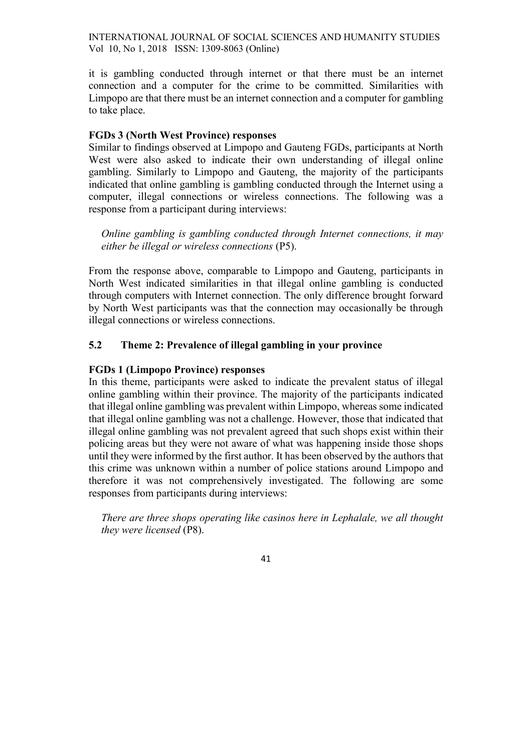it is gambling conducted through internet or that there must be an internet connection and a computer for the crime to be committed. Similarities with Limpopo are that there must be an internet connection and a computer for gambling to take place.

**FGDs 3 (North West Province) responses**

Similar to findings observed at Limpopo and Gauteng FGDs, participants at North West were also asked to indicate their own understanding of illegal online gambling. Similarly to Limpopo and Gauteng, the majority of the participants indicated that online gambling is gambling conducted through the Internet using a computer, illegal connections or wireless connections. The following was a response from a participant during interviews:

> *Online gambling is gambling conducted through Internet connections, it may either be illegal or wireless connections* (P5).

From the response above, comparable to Limpopo and Gauteng, participants in North West indicated similarities in that illegal online gambling is conducted through computers with Internet connection. The only difference brought forward by North West participants was that the connection may occasionally be through illegal connections or wireless connections.

## 5.2 Theme 2: Prevalence of illegal gambling in your province

**FGDs 1 (Limpopo Province) responses**

In this theme, participants were asked to indicate the prevalent status of illegal online gambling within their province. The majority of the participants indicated that illegal online gambling was prevalent within Limpopo, whereas some indicated that illegal online gambling was not a challenge. However, those that indicated that illegal online gambling was not prevalent agreed that such shops exist within their policing areas but they were not aware of what was happening inside those shops until they were informed by the first author. It has been observed by the authors that this crime was unknown within a number of police stations around Limpopo and therefore it was not comprehensively investigated. The following are some responses from participants during interviews:

> *There are three shops operating like casinos here in Lephalale, we all thought they were licensed* (P8).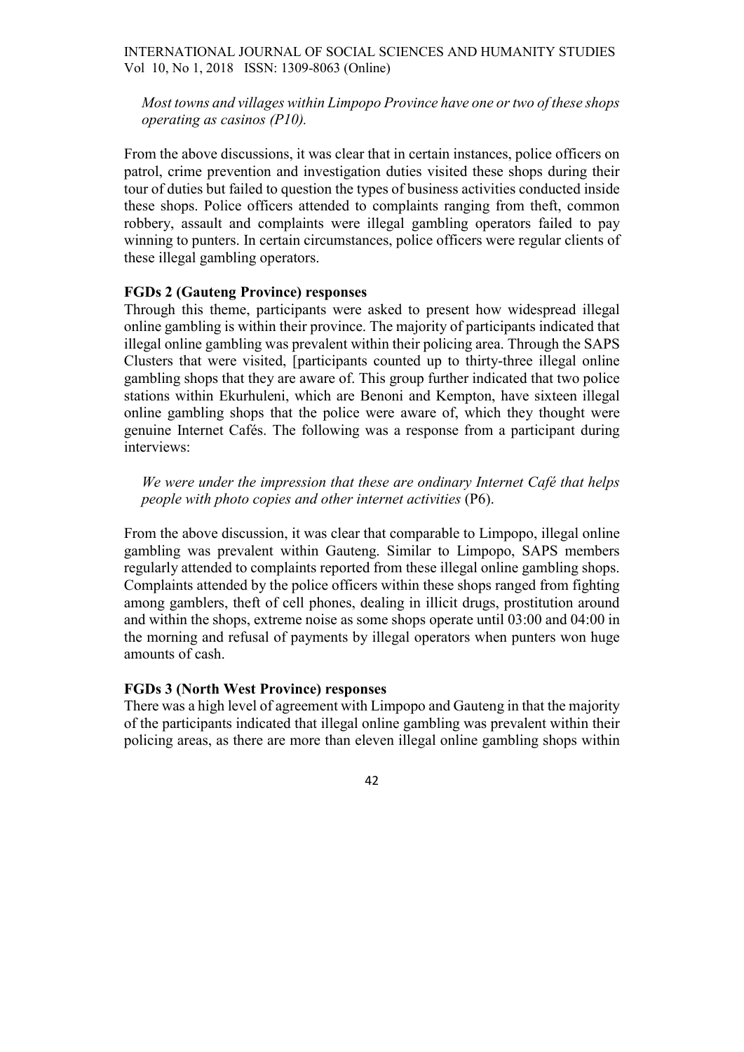*Most towns and villages within Limpopo Province have one or two of these shops operating as casinos (P10).*

From the above discussions, it was clear that in certain instances, police officers on patrol, crime prevention and investigation duties visited these shops during their tour of duties but failed to question the types of business activities conducted inside these shops. Police officers attended to complaints ranging from theft, common robbery, assault and complaints were illegal gambling operators failed to pay winning to punters. In certain circumstances, police officers were regular clients of these illegal gambling operators.

**FGDs 2 (Gauteng Province) responses**

Through this theme, participants were asked to present how widespread illegal online gambling is within their province. The majority of participants indicated that illegal online gambling was prevalent within their policing area. Through the SAPS Clusters that were visited, [participants counted up to thirty-three illegal online gambling shops that they are aware of. This group further indicated that two police stations within Ekurhuleni, which are Benoni and Kempton, have sixteen illegal online gambling shops that the police were aware of, which they thought were genuine Internet Cafés. The following was a response from a participant during interviews:

*We were under the impression that these are ondinary Internet Café that helps people with photo copies and other internet activities* (P6).

From the above discussion, it was clear that comparable to Limpopo, illegal online gambling was prevalent within Gauteng. Similar to Limpopo, SAPS members regularly attended to complaints reported from these illegal online gambling shops. Complaints attended by the police officers within these shops ranged from fighting among gamblers, theft of cell phones, dealing in illicit drugs, prostitution around and within the shops, extreme noise as some shops operate until 03:00 and 04:00 in the morning and refusal of payments by illegal operators when punters won huge amounts of cash.

**FGDs 3 (North West Province) responses**

There was a high level of agreement with Limpopo and Gauteng in that the majority of the participants indicated that illegal online gambling was prevalent within their policing areas, as there are more than eleven illegal online gambling shops within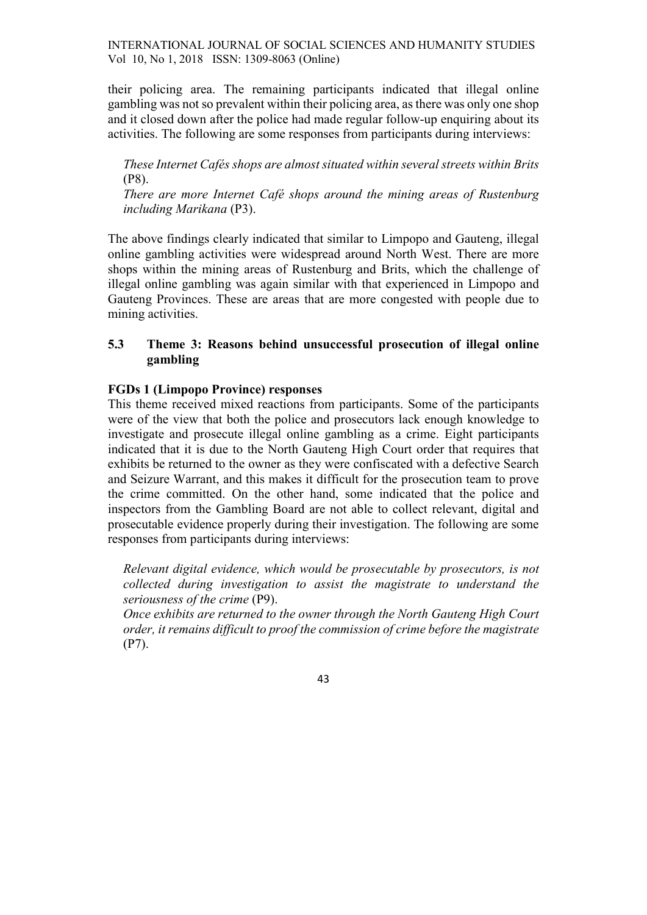their policing area. The remaining participants indicated that illegal online gambling was not so prevalent within their policing area, as there was only one shop and it closed down after the police had made regular follow-up enquiring about its activities. The following are some responses from participants during interviews:

> *These Internet Cafés shops are almost situated within several streets within Brits* (P8).
>
> *There are more Internet Café shops around the mining areas of Rustenburg including Marikana* (P3).

The above findings clearly indicated that similar to Limpopo and Gauteng, illegal online gambling activities were widespread around North West. There are more shops within the mining areas of Rustenburg and Brits, which the challenge of illegal online gambling was again similar with that experienced in Limpopo and Gauteng Provinces. These are areas that are more congested with people due to mining activities.

## 5.3 Theme 3: Reasons behind unsuccessful prosecution of illegal online gambling

**FGDs 1 (Limpopo Province) responses**

This theme received mixed reactions from participants. Some of the participants were of the view that both the police and prosecutors lack enough knowledge to investigate and prosecute illegal online gambling as a crime. Eight participants indicated that it is due to the North Gauteng High Court order that requires that exhibits be returned to the owner as they were confiscated with a defective Search and Seizure Warrant, and this makes it difficult for the prosecution team to prove the crime committed. On the other hand, some indicated that the police and inspectors from the Gambling Board are not able to collect relevant, digital and prosecutable evidence properly during their investigation. The following are some responses from participants during interviews:

> *Relevant digital evidence, which would be prosecutable by prosecutors, is not collected during investigation to assist the magistrate to understand the seriousness of the crime* (P9).
>
> *Once exhibits are returned to the owner through the North Gauteng High Court order, it remains difficult to proof the commission of crime before the magistrate* (P7).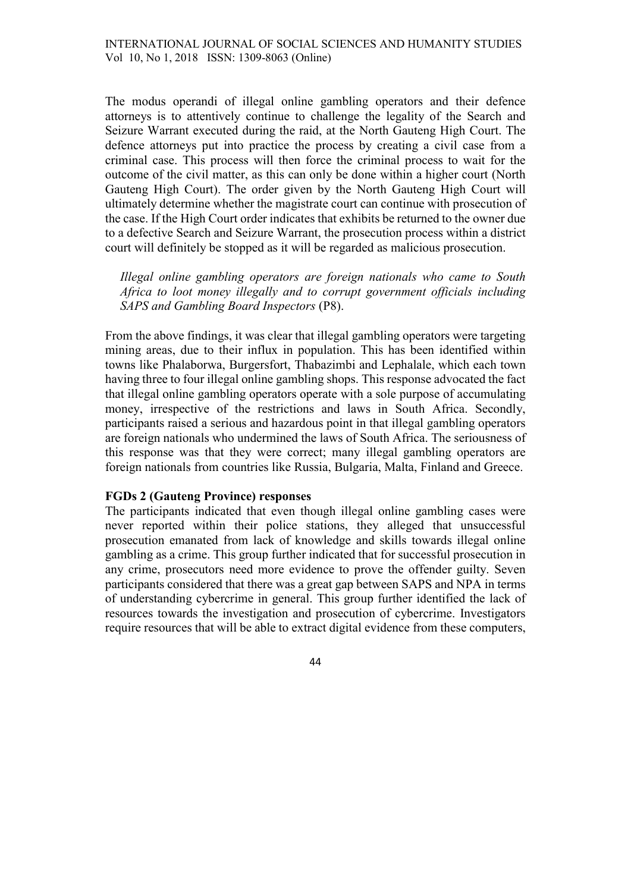The modus operandi of illegal online gambling operators and their defence attorneys is to attentively continue to challenge the legality of the Search and Seizure Warrant executed during the raid, at the North Gauteng High Court. The defence attorneys put into practice the process by creating a civil case from a criminal case. This process will then force the criminal process to wait for the outcome of the civil matter, as this can only be done within a higher court (North Gauteng High Court). The order given by the North Gauteng High Court will ultimately determine whether the magistrate court can continue with prosecution of the case. If the High Court order indicates that exhibits be returned to the owner due to a defective Search and Seizure Warrant, the prosecution process within a district court will definitely be stopped as it will be regarded as malicious prosecution.

> *Illegal online gambling operators are foreign nationals who came to South Africa to loot money illegally and to corrupt government officials including SAPS and Gambling Board Inspectors* (P8).

From the above findings, it was clear that illegal gambling operators were targeting mining areas, due to their influx in population. This has been identified within towns like Phalaborwa, Burgersfort, Thabazimbi and Lephalale, which each town having three to four illegal online gambling shops. This response advocated the fact that illegal online gambling operators operate with a sole purpose of accumulating money, irrespective of the restrictions and laws in South Africa. Secondly, participants raised a serious and hazardous point in that illegal gambling operators are foreign nationals who undermined the laws of South Africa. The seriousness of this response was that they were correct; many illegal gambling operators are foreign nationals from countries like Russia, Bulgaria, Malta, Finland and Greece.

**FGDs 2 (Gauteng Province) responses**

The participants indicated that even though illegal online gambling cases were never reported within their police stations, they alleged that unsuccessful prosecution emanated from lack of knowledge and skills towards illegal online gambling as a crime. This group further indicated that for successful prosecution in any crime, prosecutors need more evidence to prove the offender guilty. Seven participants considered that there was a great gap between SAPS and NPA in terms of understanding cybercrime in general. This group further identified the lack of resources towards the investigation and prosecution of cybercrime. Investigators require resources that will be able to extract digital evidence from these computers,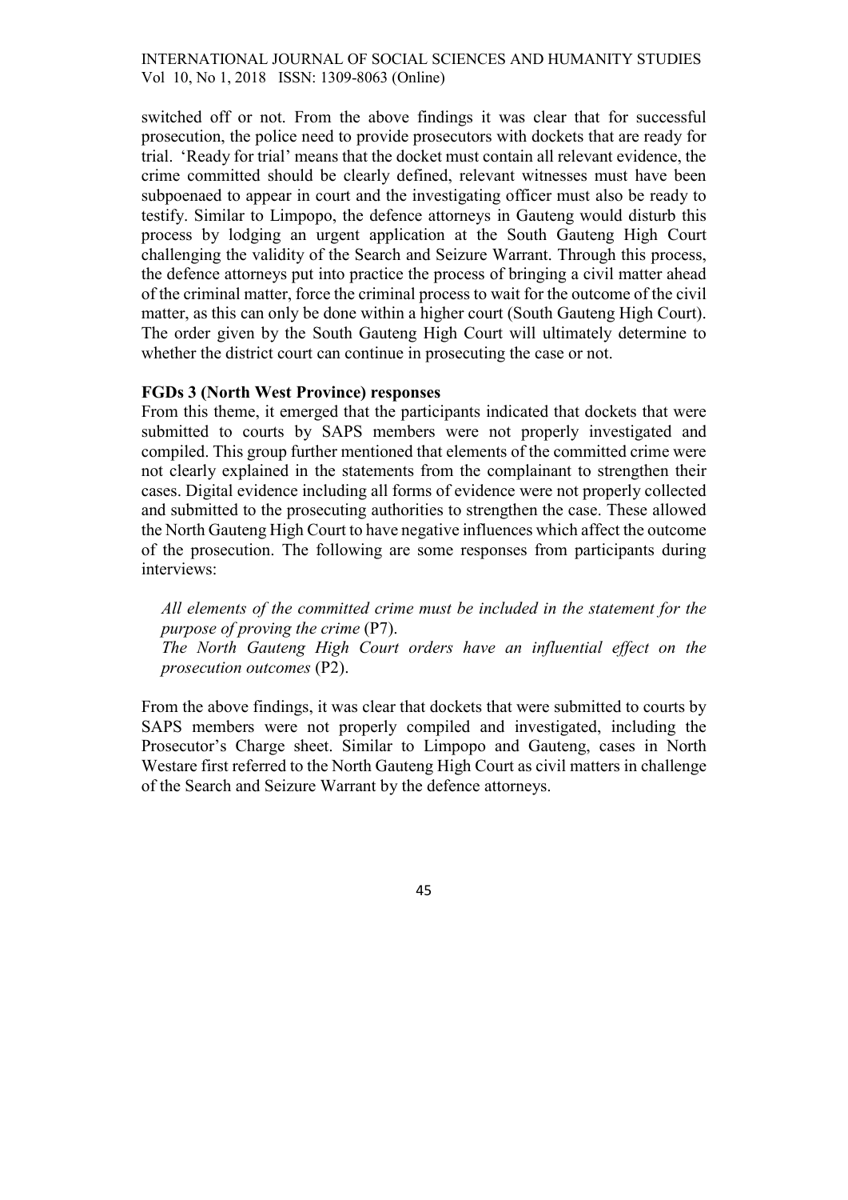switched off or not. From the above findings it was clear that for successful prosecution, the police need to provide prosecutors with dockets that are ready for trial. 'Ready for trial' means that the docket must contain all relevant evidence, the crime committed should be clearly defined, relevant witnesses must have been subpoenaed to appear in court and the investigating officer must also be ready to testify. Similar to Limpopo, the defence attorneys in Gauteng would disturb this process by lodging an urgent application at the South Gauteng High Court challenging the validity of the Search and Seizure Warrant. Through this process, the defence attorneys put into practice the process of bringing a civil matter ahead of the criminal matter, force the criminal process to wait for the outcome of the civil matter, as this can only be done within a higher court (South Gauteng High Court). The order given by the South Gauteng High Court will ultimately determine to whether the district court can continue in prosecuting the case or not.

**FGDs 3 (North West Province) responses**

From this theme, it emerged that the participants indicated that dockets that were submitted to courts by SAPS members were not properly investigated and compiled. This group further mentioned that elements of the committed crime were not clearly explained in the statements from the complainant to strengthen their cases. Digital evidence including all forms of evidence were not properly collected and submitted to the prosecuting authorities to strengthen the case. These allowed the North Gauteng High Court to have negative influences which affect the outcome of the prosecution. The following are some responses from participants during interviews:

> *All elements of the committed crime must be included in the statement for the purpose of proving the crime* (P7).
>
> *The North Gauteng High Court orders have an influential effect on the prosecution outcomes* (P2).

From the above findings, it was clear that dockets that were submitted to courts by SAPS members were not properly compiled and investigated, including the Prosecutor's Charge sheet. Similar to Limpopo and Gauteng, cases in North Westare first referred to the North Gauteng High Court as civil matters in challenge of the Search and Seizure Warrant by the defence attorneys.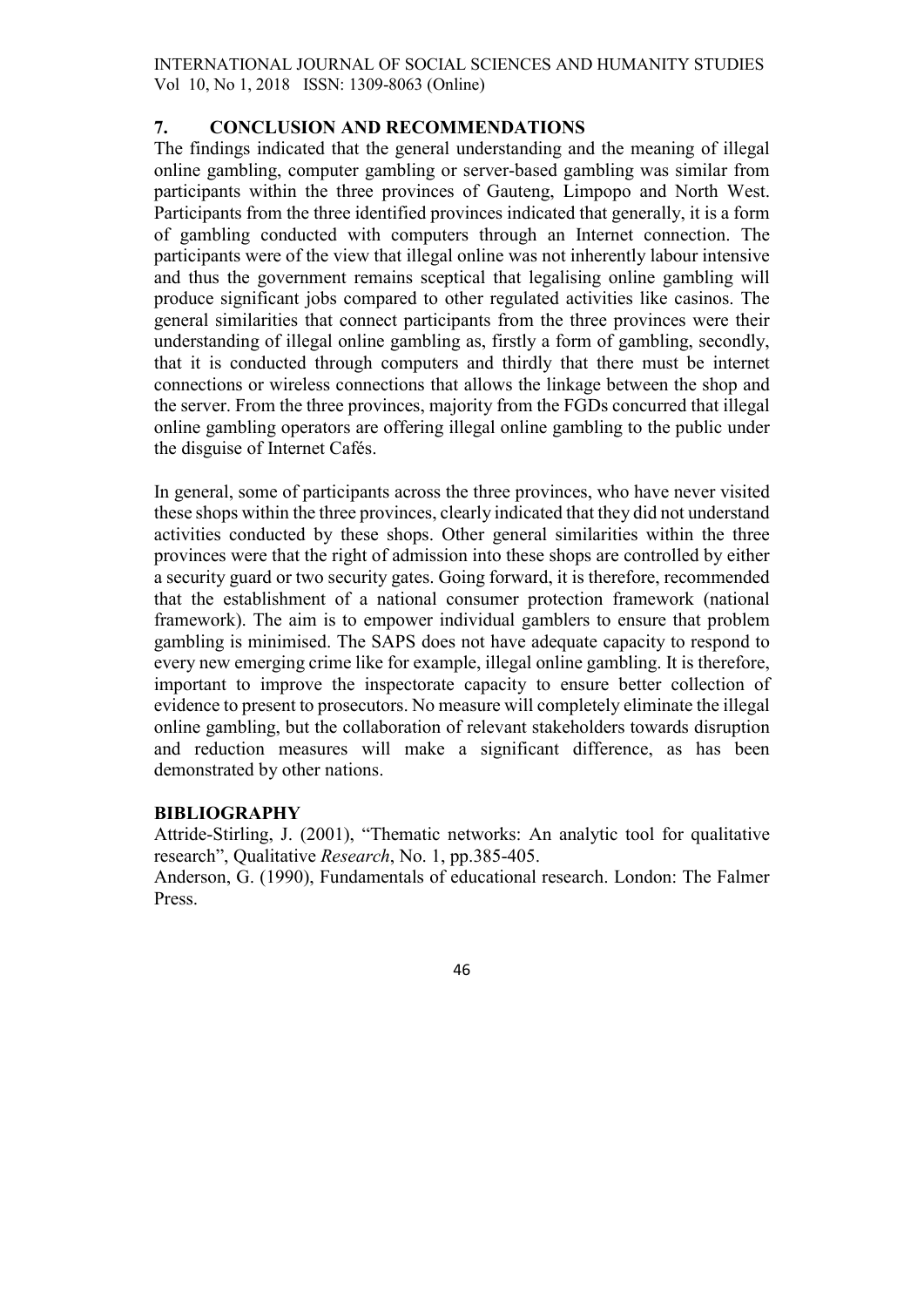## 7. CONCLUSION AND RECOMMENDATIONS

The findings indicated that the general understanding and the meaning of illegal online gambling, computer gambling or server-based gambling was similar from participants within the three provinces of Gauteng, Limpopo and North West. Participants from the three identified provinces indicated that generally, it is a form of gambling conducted with computers through an Internet connection. The participants were of the view that illegal online was not inherently labour intensive and thus the government remains sceptical that legalising online gambling will produce significant jobs compared to other regulated activities like casinos. The general similarities that connect participants from the three provinces were their understanding of illegal online gambling as, firstly a form of gambling, secondly, that it is conducted through computers and thirdly that there must be internet connections or wireless connections that allows the linkage between the shop and the server. From the three provinces, majority from the FGDs concurred that illegal online gambling operators are offering illegal online gambling to the public under the disguise of Internet Cafés.

In general, some of participants across the three provinces, who have never visited these shops within the three provinces, clearly indicated that they did not understand activities conducted by these shops. Other general similarities within the three provinces were that the right of admission into these shops are controlled by either a security guard or two security gates. Going forward, it is therefore, recommended that the establishment of a national consumer protection framework (national framework). The aim is to empower individual gamblers to ensure that problem gambling is minimised. The SAPS does not have adequate capacity to respond to every new emerging crime like for example, illegal online gambling. It is therefore, important to improve the inspectorate capacity to ensure better collection of evidence to present to prosecutors. No measure will completely eliminate the illegal online gambling, but the collaboration of relevant stakeholders towards disruption and reduction measures will make a significant difference, as has been demonstrated by other nations.

## BIBLIOGRAPHY

Attride-Stirling, J. (2001), "Thematic networks: An analytic tool for qualitative research", Qualitative *Research*, No. 1, pp.385-405.

Anderson, G. (1990), Fundamentals of educational research. London: The Falmer Press.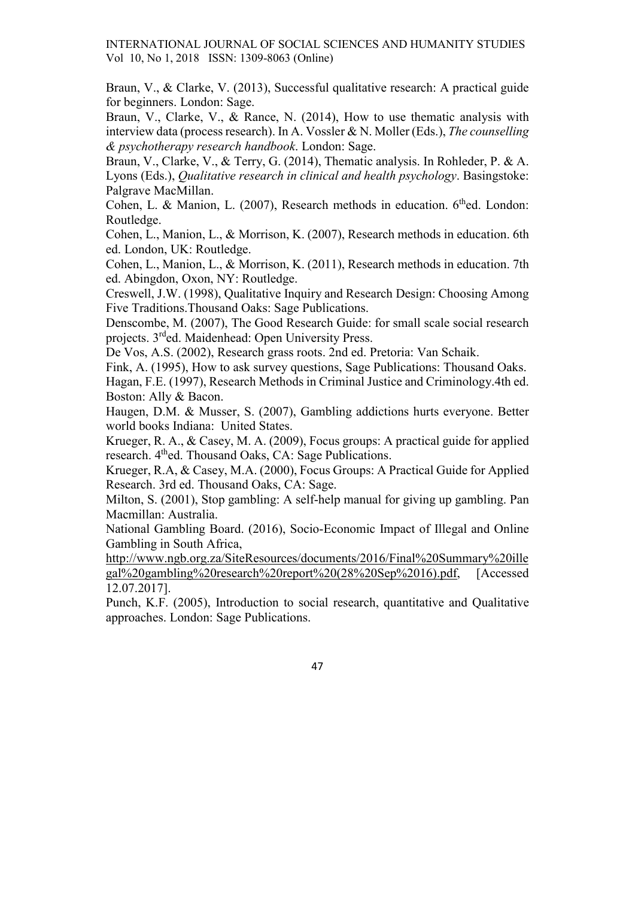Braun, V., & Clarke, V. (2013), Successful qualitative research: A practical guide for beginners. London: Sage.

Braun, V., Clarke, V., & Rance, N. (2014), How to use thematic analysis with interview data (process research). In A. Vossler & N. Moller (Eds.), *The counselling & psychotherapy research handbook*. London: Sage.

Braun, V., Clarke, V., & Terry, G. (2014), Thematic analysis. In Rohleder, P. & A. Lyons (Eds.), *Qualitative research in clinical and health psychology*. Basingstoke: Palgrave MacMillan.

Cohen, L. & Manion, L. (2007), Research methods in education. 6th ed. London: Routledge.

Cohen, L., Manion, L., & Morrison, K. (2007), Research methods in education. 6th ed. London, UK: Routledge.

Cohen, L., Manion, L., & Morrison, K. (2011), Research methods in education. 7th ed. Abingdon, Oxon, NY: Routledge.

Creswell, J.W. (1998), Qualitative Inquiry and Research Design: Choosing Among Five Traditions.Thousand Oaks: Sage Publications.

Denscombe, M. (2007), The Good Research Guide: for small scale social research projects. 3rd ed. Maidenhead: Open University Press.

De Vos, A.S. (2002), Research grass roots. 2nd ed. Pretoria: Van Schaik.

Fink, A. (1995), How to ask survey questions, Sage Publications: Thousand Oaks.

Hagan, F.E. (1997), Research Methods in Criminal Justice and Criminology.4th ed. Boston: Ally & Bacon.

Haugen, D.M. & Musser, S. (2007), Gambling addictions hurts everyone. Better world books Indiana: United States.

Krueger, R. A., & Casey, M. A. (2009), Focus groups: A practical guide for applied research. 4th ed. Thousand Oaks, CA: Sage Publications.

Krueger, R.A, & Casey, M.A. (2000), Focus Groups: A Practical Guide for Applied Research. 3rd ed. Thousand Oaks, CA: Sage.

Milton, S. (2001), Stop gambling: A self-help manual for giving up gambling. Pan Macmillan: Australia.

National Gambling Board. (2016), Socio-Economic Impact of Illegal and Online Gambling in South Africa, http://www.ngb.org.za/SiteResources/documents/2016/Final%20Summary%20illegal%20gambling%20research%20report%20(28%20Sep%2016).pdf, [Accessed 12.07.2017].

Punch, K.F. (2005), Introduction to social research, quantitative and Qualitative approaches. London: Sage Publications.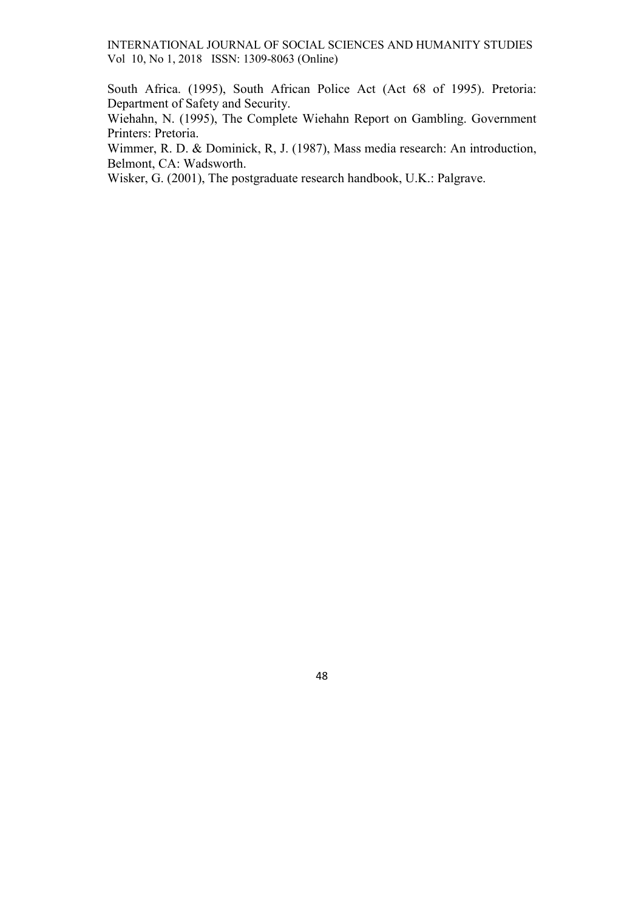South Africa. (1995), South African Police Act (Act 68 of 1995). Pretoria: Department of Safety and Security.

Wiehahn, N. (1995), The Complete Wiehahn Report on Gambling. Government Printers: Pretoria.

Wimmer, R. D. & Dominick, R, J. (1987), Mass media research: An introduction, Belmont, CA: Wadsworth.

Wisker, G. (2001), The postgraduate research handbook, U.K.: Palgrave.